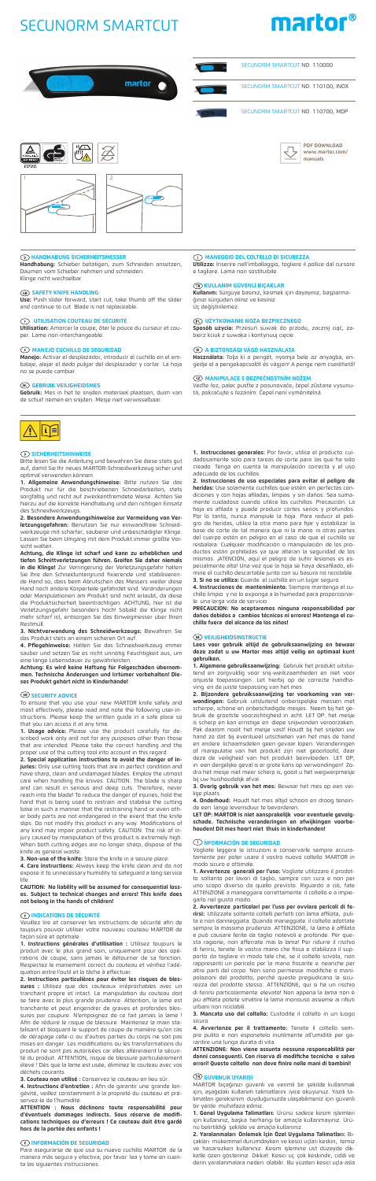# SECUNORM SMARTCUT

martor®

SECUNORM SMARTCUT NO. 110000

SECUNORM SMARTCUT NO. 110100, INOX

SECUNORM SMARTCUT NO. 110700, MDP

PDF DOWNLOAD
www.martor.com/manuals

## D HANDHABUNG SICHERHEITSMESSER

**Handhabung:** Schieber betätigen, zum Schneiden ansetzen, Daumen vom Schieber nehmen und schneiden.
Klinge nicht wechselbar.

## GB SAFETY KNIFE HANDLING

**Use:** Push slider forward, start cut, take thumb off the slider and continue to cut. Blade is not replaceable.

## F UTILISATION COUTEAU DE SÉCURITÉ

**Utilisation:** Amorcer la coupe, ôter le pouce du curseur et couper. Lame non-interchangeable.

## E MANEJO CUCHILLO DE SEGURIDAD

**Manejo:** Activar el desplazador, introducir el cuchillo en el embalaje, alejar el dedo pulgar del desplazador y cortar. La hoja no se puede cambiar.

## NL GEBRUIK VEILIGHEIDSMES

**Gebruik:** Mes in het te snijden materiaal plaatsen, duim van de schuif nemen en snijden. Mesje niet verwisselbaar.

## I MANEGGIO DEL COLTELLO DI SICUREZZA

**Utilizzo:** Inserire nell'imballaggio, togliere il pollice dal cursore e tagliare. Lama non sostituibile.

## TR KULLANIM GÜVENLI BIÇAKLAR

**Kullanım:** Sürgüye basınız, kesmek için dayayınız, başparmağınızı sürgüden alınız ve kesiniz.
Uç değiştirilemez.

## SK UŽÝVKOVANIE NOŽA BEZPIECZNEGO

**Sposób użycia:** Przesuń suwak do przodu, zacznij ciąć, zabierz kciuk z suwaka i kontynuuj cięcie.

## H A BIZTONSÁGI VÁGÓ HASZNÁLATA

**Használata:** Tolja ki a pengét, nyomja bele az anyagba, engedje el a pengekapcsolót és vágjon! A penge nem cserélhető!

## CZ MANIPULACE S BEZPEČNOSTNÍM NOŽEM

Vedte řez, palec pusťte z posuvnače, řepel zůstane vysunutá, pokračujte s řezáním. Čepel není vyměnitelná.

## D SICHERHEITSHINWEISE

Bitte lesen Sie die Anleitung und bewahren Sie diese stets gut auf, damit Sie Ihr neues MARTOR-Schneidwerkzeug sicher und optimal verwenden können.

**1. Allgemeine Anwendungshinweise:** Bitte nutzen Sie das Produkt nur für die beschriebenen Schneidarbeiten, stets sorgfältig und nicht auf zweckentfremdete Weise. Achten Sie hierzu auf die korrekte Handhabung und den richtigen Einsatz des Schneidwerkzeugs.

**2. Besondere Anwendungshinweise zur Vermeidung von Verletzungsgefahren:** Benutzen Sie nur einwandfreie Schneidwerkzeuge mit scharfer, sauberer und unbeschädigter Klinge. Lassen Sie beim Umgang mit dem Produkt immer größte Vorsicht walten.

**Achtung, die Klinge ist scharf und kann zu erheblichen und tiefen Schnittverletzungen führen. Greifen Sie daher niemals in die Klinge!** Zur Verringerung der Verletzungsgefahr halten Sie Ihre den Schneidunterggrund fixierende und stabilisierende Hand so, dass beim Abrutschen des Messers weder diese Hand noch andere Körperteile gefährdet sind. Veränderungen oder Manipulationen am Produkt sind nicht erlaubt, da diese die Produktsicherheit beeinträchtigen. ACHTUNG, hier ist die Verletzungsgefahr besonders hoch! Sobald die Klinge nicht mehr scharf ist, entsorgen Sie das Einwegmesser über Ihren Restmüll.

**3. Nichtverwendung des Schneidwerkzeugs:** Bewahren Sie das Produkt stets an einem sicheren Ort auf.

**4. Pflegehinweise:** Halten Sie das Schneidwerkzeug immer sauber und setzen Sie es nicht unnötig Feuchtigkeit aus, um eine lange Lebensdauer zu gewährleisten.

**Achtung: Es wird keine Haftung für Folgeschäden übernommen. Technische Änderungen und Irrtümer vorbehalten! Dieses Produkt gehört nicht in Kinderhände!**

## GB SECURITY ADVICE

To ensure that you use your new MARTOR knife safely and most effectively, please read and note the following user-instructions. Please keep the written guide in a safe place so that you can access it at any time.

**1. Usage advice:** Please use the product carefully for described work only and not for any purposes other than those that are intended. Please take the correct handling and the proper use of the cutting tool into account in this regard.

**2. Special application instructions to avoid the danger of injuries:** Only use cutting tools that are in perfect condition and have sharp, clean and undamaged blades. Employ the utmost care when handling the knives. CAUTION: The blade is sharp and can result in serious and deep cuts. Therefore, never reach into the blade! To reduce the danger of injuries, hold the hand that is being used to restrain and stabilize the cutting base in such a manner that the restraining hand or even other body parts are not endangered in the event that the knife slips. Do not modify this product in any way. Modifications of any kind may impair product safety. CAUTION: The risk of injury caused by manipulation of this product is extremely high. When both cutting edges are no longer sharp, dispose of the knife as general waste.

**3. Non-use of the knife:** Store the knife in a secure place.

**4. Care instructions:** Always keep the knife clean and do not expose it to unnecessary humidity to safeguard a long service life.

**CAUTION: No liability will be assumed for consequential losses. Subject to technical changes and errors! This knife does not belong in the hands of children!**

## F INDICATIONS DE SÉCURITÉ

Veuillez lire et conserver les instructions de sécurité afin de toujours pouvoir utiliser votre nouveau couteau MARTOR de façon sûre et optimale.

**1. Instructions générales d'utilisation :** Utilisez toujours le produit avec le plus grand soin, uniquement pour des opérations de coupe, sans jamais le détourner de sa fonction. Respectez le maniement correct du couteau et vérifiez l'adéquation entre l'outil et la tâche à effectuer.

**2. Instructions particulières pour éviter les risques de blessures :** Utilisez que des couteaux irréprochables avec un tranchant propre et intact. La manipulation du couteau doit se faire avec le plus grande prudence. Attention, la lame est tranchante et peut engendrer de graves et profondes blessures par coupure. N'empoignez de ce fait jamais la lame ! Afin de réduire le risque de blessure. Maintenez la main stabilisant et bloquant le support de coupe de manière qu'en cas de dérapage celle-ci ou d'autres parties du corps ne soit pas mises en danger. Les modifications ou les transformations du produit ne sont pas autorisées car elles altéreraient la sécurité du produit. ATTENTION, risque de blessure particulièrement élevé ! Dès que la lame est usée, éliminez le couteau avec vos déchets courants.

**3. Couteau non utilisé :** Conservez le couteau en lieu sûr.

**4. Instructions d'entretien :** Afin de garantir une grande longévité, veillez constamment à la propreté du couteau et préservez-le de l'humidité.

**ATTENTION : Nous déclinons toute responsabilité pour d'éventuels dommages indirects. Sous réserve de modifications techniques ou d'erreurs ! Ce couteau doit être gardé hors de la portée des enfants !**

## E INFORMACIÓN DE SEGURIDAD

Para asegurarse de que usa su nuevo cuchillo MARTOR de la manera más segura y efectiva, por favor lea y tome en cuenta las siguientes instrucciones.

**1. Instrucciones generales:** Por favor, utilice el producto cuidadosamente solo para tareas de corte para las que ha sido creada. Tenga en cuenta la manipulación correcta y el uso adecuado de los cuchillos.

**2. Instrucciones de uso especiales para evitar el peligro de heridas:** Use solamente cuchillos que estén en perfectas condiciones y con hojas afiladas, limpias y sin daños. Sea sumamente cuidadoso cuando utilice los cuchillos. Precaución: La hoja es afilada y puede producir cortes serios y profundos. Por lo tanto, nunca manipule la hoja. Para reducir el peligro de heridas, utilice la otra mano para fijar y estabilizar la base de corte de tal manera que ni la mano ni otras partes del cuerpo estén en peligro en el caso de que el cuchillo se resbalara. Cualquier modificación o manipulación de los productos están prohibidas ya que alteran la seguridad de los mismos. ATENCIÓN, aquí el peligro de sufrir lesiones es especialmente alto! Una vez que la hoja se haya desafilado, elimine el cuchillo descartable junto con su basura no reciclable.

**3. Si no se utiliza:** Guarde el cuchillo en un lugar seguro.

**4. Instrucciones de mantenimiento:** Siempre mantenga el cuchillo limpio y no lo exponga a la humedad para proporcionarle una larga vida de servicio.

**PRECAUCIÓN: No aceptaremos ninguna responsabilidad por daños debidos a cambios técnicos ni errores! Mantenga el cuchillo fuera del alcance de los niños!**

## NL VEILIGHEIDSINSTRUCTIE

**Lees voor gebruik altijd de gebruiksaanwijzing en bewaar deze zodat u uw Martor mes altijd veilig en optimaal kunt gebruiken.**

**1. Algemene gebruiksaanwijzing:** Gebruik het product uitsluitend en zorgvuldig voor snij-werkzaamheden en niet voor onjuiste toepassingen. Let hierbij op de correcte handhaving en de juiste toepassing van het mes.

**2. Bijzondere gebruiksaanwijzing ter voorkoming van verwondingen:** Gebruik uitsluitend onberispelijke messen met scherpe, schone en onbeschadigde mesjes. Neem bij het gebruik de grootste voorzichtigheid in acht. LET OP: het mesje is scherp en kan ernstige en diepe snijwonden veroorzaken. Pak daarom nooit het mesje vast! Houdt bij het snijden uw hand zo dat bij eventueel uitschieten van het mes de hand en andere lichaamsdelen geen gevaar lopen. Veranderingen of manipulatie van het product zijn niet geoorloofd, daar deze de veiligheid van het product beïnvloeden. LET OP, in een dergelijke geval is er grote kans op verwondingen! Zodra het mesje niet meer scherp is, gooit u het wegwerpmesje bij uw huishoudelijk afval.

**3. Overig gebruik van het mes:** Bewaar het mes op een veilige plaats.

**4. Onderhoud:** Houdt het mes altijd schoon en droog teneinde een lange levensduur te bevorderen.

**LET OP: MARTOR is niet aansprakelijk voor eventuele gevolgschade. Technische veranderingen en afwijkingen voorbehouden! Dit mes hoort niet thuis in kinderhanden!**

## I NFORMACIÓN DE SEGURIDAD

Vogliate leggere le istruzioni e conservarle sempre accuratamente per poter usare il vostro nuovo coltello MARTOR in modo sicuro e ottimale.

**1. Avvertenze generali per l'uso:** Vogliate utilizzare il prodotto soltanto per lavori di taglio, sempre con cura e non per uno scopo diverso da quello previsto. Riguardo a ciò, fate ATTENZIONE a maneggiare correttamente il coltello e a impiegarlo nel giusto modo.

**2. Avvertenze particolari per l'uso per evitare pericoli di ferite:** Utilizzate soltanto coltelli perfetti con lama affilata, pulita e non danneggiata. Quando maneggiate il coltello adottate sempre la massima prudenza. ATTENZIONE, la lama è affilata e può causare ferite da taglio notevoli e profonde. Per questa ragione, non afferrate mai la lama! Per ridurre il rischio di ferirsi, tenete la vostra mano che fissa e stabilizza il supporto da tagliare in modo tale che, se il coltello scivola, non rappresenti un pericolo per la mano fissante e neanche per altre parti del corpo. Non sono permesse modifiche o manipolazioni del prodotto, perché queste pregiudicano la sicurezza del prodotto stesso. ATTENZIONE, qui si ha un rischio di ferirsi particolarmente elevato! Non appena la lama non è più affilata potete smaltire la lama monouso assieme ai rifiuti urbani non riciclabili.

**3. Mancato uso del coltello:** Custodite il coltello in un luogo sicuro.

**4. Avvertenze per il trattamento:** Tenete il coltello sempre pulito e non esponetelo inutilmente all'umidità per garantire una lunga durata di vita.

**ATTENZIONE: Non viene assunta nessuna responsabilità per danni conseguenti. Con riserva di modifiche tecniche e salvo errori! Questo coltello non deve finire nelle mani di bambini!**

## TR GÜVENLIK UYARISI

MARTOR bıçağınızı güvenli ve verimli bir şekilde kullanmak için, aşağıdaki kullanım talimatlarını iyice okuyunuz. Yazılı talimatları gereksinim duyduğunuzda ulaşabilmeniz için güvenli bir yerde muhafaza ediniz.

**1. Genel Uygulama Talimatları:** Ürünü sadece kesim işlemleri için kullanınız, başka herhangi bir amaçla kullanmayınız. Ürünü belirtildiği şekilde ve amaçla kullanınız.

**2. Yaralanmaları Önlemek İçin Özel Uygulama Talimatları:** Bıçakları mükemmel durumdayken ve kesici uçları keskin, temiz ve hasarsızken kullanınız. Kesim işlemine üst düzeyde dikkatle özen gösteriniz. Dikkat: Kesici uç çok keskindir, ciddi ve derin yaralanmalara neden olabilir. Bu yüzden kesici uçla asla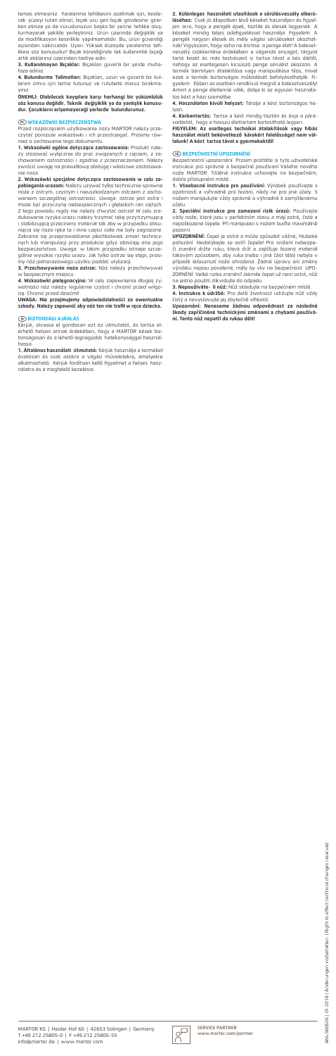temas etmeyiniz. Yaralanma tehlikesini azaltmak için, kesilecek yüzeyi tutan elinizi, bıçak ucu geri bıçak gövdesine girerken elinize ya da vücudunuzun başka bir yerine tehlike oluşturmayacak şekilde yerleştiriniz. Ürün üzerinde değişiklik ya da modifikasyon kesinlikle yapılmamalıdır. Bu, ürün güvenliği açısından sakıncalıdır. Uyarı: Yüksek düzeyde yaralanma tehlikesi söz konusudur! Bıçak köreldiğinde tek kullanımlık bıçağı artık atıklarınız üzerinden tasfiye edin.

**3. Kullanılmayan Bıçaklar:** Bıçakları güvenli bir yerde muhafaza ediniz.

**4. Bulundurma Talimatları:** Bıçakları, uzun ve güvenli bir kullanım ömrü için temiz tutunuz ve rutubete maruz bırakmayınız.

**ÖNEMLİ: Olabilecek kayıplara karşı herhangi bir yükümlülük söz konusu değildir. Teknik değişiklik ya da yanlışlık konusudur. Çocukların erişemeyeceği yerlerde bulundurunuz.**

## (PL) WSKAZÓWKI BEZPIECZEŃSTWA

Przed rozpoczęciem użytkowania noży MARTOR należy przeczytać poniższe wskazówki i ich przestrzegać. Prosimy również o zachowanie tego dokumentu.

**1. Wskazówki ogólne dotyczące zastosowania:** Produkt należy stosować wyłącznie do prac związanych z cięciem, z zachowaniem ostrożności i zgodnie z przeznaczeniem. Należy zwrócić uwagę na prawidłową obsługę i właściwe zastosowanie noża.

**2. Wskazówki specjalne dotyczące zastosowania w celu zapobiegania urazom:** Należy używać tylko technicznie sprawne noże z ostrym, czystym i nieuszkodzonym ostrzem z zachowaniem szczególnej ostrożności. Uwaga: ostrze jest ostre i może być przyczyną niebezpiecznych i głębokich ran ciętych. Z tego powodu nigdy nie należy chwytać ostrza! W celu zredukowania ryzyka urazu należy trzymać rękę przytrzymującą i stabilizującą przecinany materiał tak aby w przypadku obsunięcia się noża ręka ta i inne części ciała nie były zagrożone. Zabrania się przeprowadzania jakichkolwiek zmian technicznych lub manipulacji przy produkcie gdyż obniżają one jego bezpieczeństwo. Uwaga: w takim przypadku istnieje szczególnie wysokie ryzyko urazu. Jak tylko ostrze się stępi, prosimy nóż jednorazowego użytku poddać utylizacji.

**3. Przechowywanie noża ostrze:** Nóż należy przechowywać w bezpiecznym miejscu.

**4. Wskazówki pielęgnacyjne:** W celu zapewnienia długiej żywotności nóż należy regularnie czyścić i chronić przed wilgocią. Chronić przed dziećmi!

**UWAGA: Nie przejmujemy odpowiedzialności za ewentualne szkody. Należy zapewnić aby nóż ten nie trafił w ręce dziecka.**

## (H) BIZTONSÁGI AJÁNLÁS

Kérjük, olvassa el gondosan ezt az útmutatót, és tartsa elérhető helyen annak érdekében, hogy a MARTOR kések biztonságosan és a lehető legnagyobb hatékonysággal használhassa.

**1. Általános használati útmutató:** Kérjük használja a terméket óvatosan és csak azokra a vágási műveletekre, amelyekre alkalmazható. Kérjük fordítson kellő figyelmet a helyes használatra és a megfelelő kezelésre.

**2. Különleges használati utasítások a sérülésveszély elkerüléséhez:** Csak jó állapotban lévő késeket használjon és figyeljen arra, hogy a pengék épek, tiszták és élesek legyenek. A késeket mindig teljes odafigyeléssel használja. Figyelem: A pengék nagyon élesek és mély vágási sérüléseket okozhatnak! Vigyázzon, hogy soha ne érintse a penge élét! A balesetveszély csökkentése érdekében a vágandó anyagot, tárgyat tartó kezét és más testrészeit is tartsa távol a kés élétől, nehogy az esetlegesen kicsúszó penge sérülést okozzon. A termék bármilyen átalakítása vagy manipulálása tilos, mivel ezek a termék biztonságos működését befolyásolhatják. Figyelem: Ebben az esetben rendkívül megnő a balesetveszély! Amint a penge életlenné válik, dobja ki az egyszer használatos kést a házi szemétbe.

**4. Használaton kívüli helyzet:** Tárolja a kést biztonságos helyen.

**4. Karbantartás:** Tartsa a kést mindig tisztán és óvja a párásodástól, hogy a hosszú élettartam biztosítható legyen.

**FIGYELEM: Az esetleges technikai átalakítások vagy hibás használat miatt bekövetkező károkért felelősséget nem vállalunk! A kést tartsa távol a gyermekektől!**

## (CZ) BEZPEČNOSTNÍ UPOZORNĚNÍ

Bezpečnostní upozornění. Prosím pročtěte si tyto uživatelské instrukce pro správné a bezpečné používání Vašeho nového nože MARTOR. Tištěné instrukce uchovejte na bezpečném, dobře přístupném místě.

**1. Všeobecné instrukce pro používání:** Výrobek používejte s opatrností a výhradně pro řezání, nikdy ne pro jiné účely. S nožem manipulujte vždy správně a výhradně k zamýšlenému účelu.

**2. Speciální instrukce pro zamezení rizik úrazů:** Používejte vždy nože, které jsou v perfektním stavu a mají ostré, čisté a nepoškozené čepele. Při manipulaci s nožem buďte maximálně pozorní.

**UPOZORNĚNÍ:** Čepel je ostrá a může způsobit vážné, hluboké pořezání. Nedotýkejte se ostří čepele! Pro snížení nebezpečí zranění držte ruku, která drží a zajišťuje řezaný materiál takovým způsobem, aby ruka (nebo i jiná část těla) nebyla v případě sklouznutí nože ohrožena. Žádné úpravy ani změny výrobku nejsou povolené, měly by vliv na bezpečnost. UPOZORNĚNÍ: Velké riziko zranění! Jakmile čepel už není ostrá, nůž na jedno použití zlikvidujte do odpadu.

**3. Nepoužívat- li nůž:** Nůž skladujte na bezpečném místě.

**4. Instrukce k údržbě:** Pro delší životnost udržujte nůž vždy čistý a nevystavujte jej zbytečné vlhkosti.

**Upozornění: Neneseme žádnou odpovědnost za následné škody zapříčiněné technickými změnami a chybami používání. Tento nůž nepatří do rukou dětí!**

MARTOR KG | Heider Hof 60 | 42653 Solingen | Germany
T +49 212 25805-0 | F +49 212 25805-55
info@martor.de | www.martor.com

SERVICE PARTNER
www.martor.com/partner

ANL-960826 | 01 2018 | Änderungen vorbehalten. | Right to effect technical changes reserved.